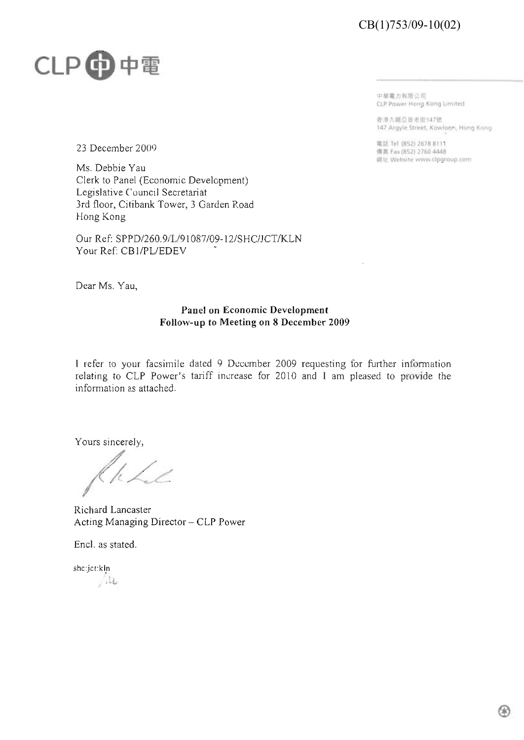CB(1)753/09-10(02)

CLP 中電

中華電力有限公司
CLP Power Hong Kong Limited

香港九龍亞皆老街147號
147 Argyle Street, Kowloon, Hong Kong

電話 Tel (852) 2678 8111
傳真 Fax (852) 2760 4448
網址 Website www.clpgroup.com

23 December 2009

Ms. Debbie Yau
Clerk to Panel (Economic Development)
Legislative Council Secretariat
3rd floor, Citibank Tower, 3 Garden Road
Hong Kong

Our Ref: SPPD/260.9/L/91087/09-12/SHC/JCT/KLN
Your Ref: CB1/PL/EDEV

Dear Ms. Yau,

**Panel on Economic Development**
**Follow-up to Meeting on 8 December 2009**

I refer to your facsimile dated 9 December 2009 requesting for further information relating to CLP Power's tariff increase for 2010 and I am pleased to provide the information as attached.

Yours sincerely,

Richard Lancaster
Acting Managing Director – CLP Power

Encl. as stated.

shc:jct:kln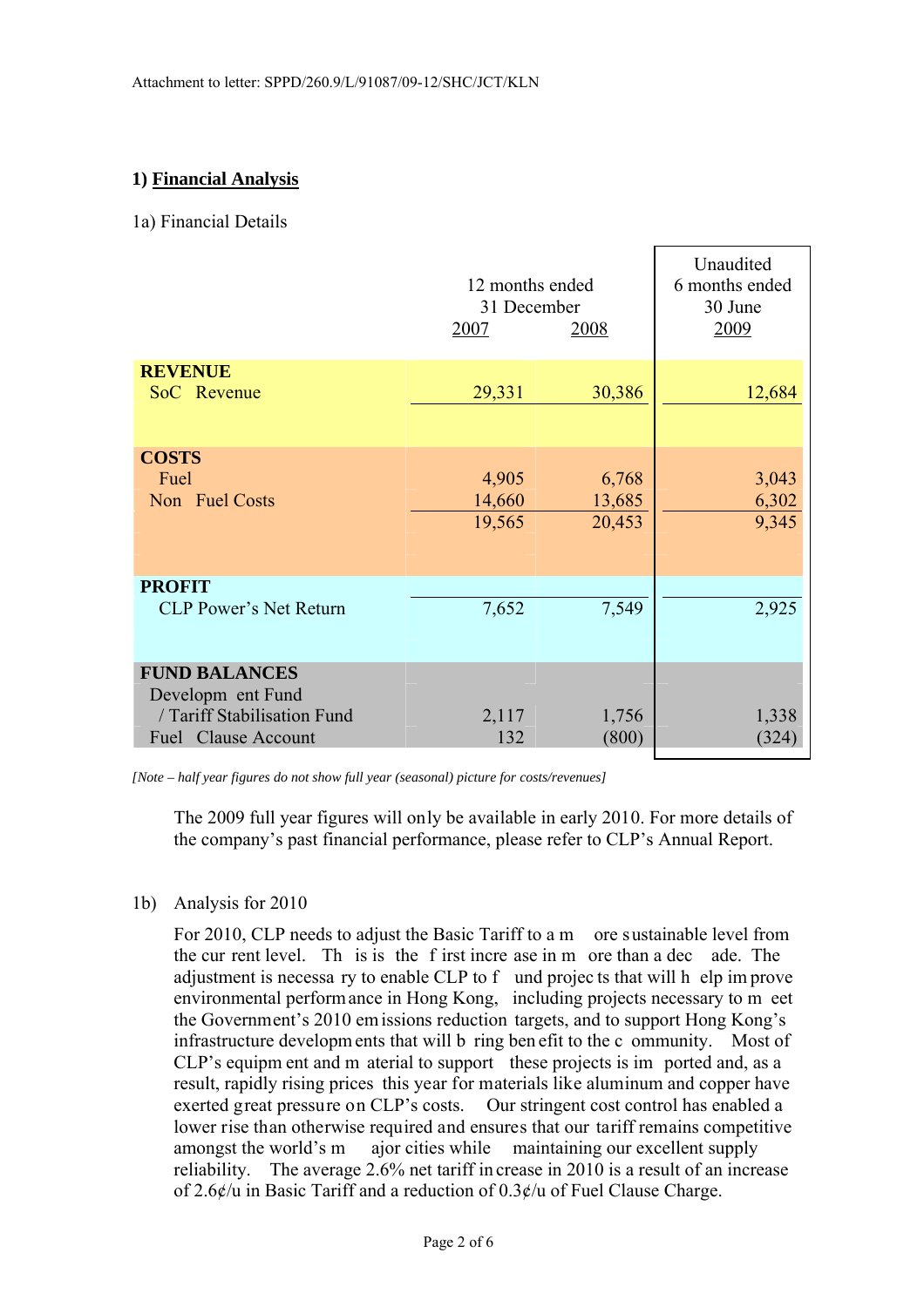Attachment to letter: SPPD/260.9/L/91087/09-12/SHC/JCT/KLN

## 1) Financial Analysis

1a) Financial Details

| | 12 months ended 31 December 2007 | 12 months ended 31 December 2008 | Unaudited 6 months ended 30 June 2009 |
|---|---|---|---|
| **REVENUE** | | | |
| SoC Revenue | 29,331 | 30,386 | 12,684 |
| **COSTS** | | | |
| Fuel | 4,905 | 6,768 | 3,043 |
| Non Fuel Costs | 14,660 | 13,685 | 6,302 |
| | 19,565 | 20,453 | 9,345 |
| **PROFIT** | | | |
| CLP Power's Net Return | 7,652 | 7,549 | 2,925 |
| **FUND BALANCES** | | | |
| Development Fund / Tariff Stabilisation Fund | 2,117 | 1,756 | 1,338 |
| Fuel Clause Account | 132 | (800) | (324) |

*[Note – half year figures do not show full year (seasonal) picture for costs/revenues]*

The 2009 full year figures will only be available in early 2010. For more details of the company's past financial performance, please refer to CLP's Annual Report.

1b) Analysis for 2010

For 2010, CLP needs to adjust the Basic Tariff to a more sustainable level from the current level. This is the first increase in more than a decade. The adjustment is necessary to enable CLP to fund projects that will help improve environmental performance in Hong Kong, including projects necessary to meet the Government's 2010 emissions reduction targets, and to support Hong Kong's infrastructure developments that will bring benefit to the community. Most of CLP's equipment and material to support these projects is imported and, as a result, rapidly rising prices this year for materials like aluminum and copper have exerted great pressure on CLP's costs. Our stringent cost control has enabled a lower rise than otherwise required and ensures that our tariff remains competitive amongst the world's major cities while maintaining our excellent supply reliability. The average 2.6% net tariff increase in 2010 is a result of an increase of 2.6¢/u in Basic Tariff and a reduction of 0.3¢/u of Fuel Clause Charge.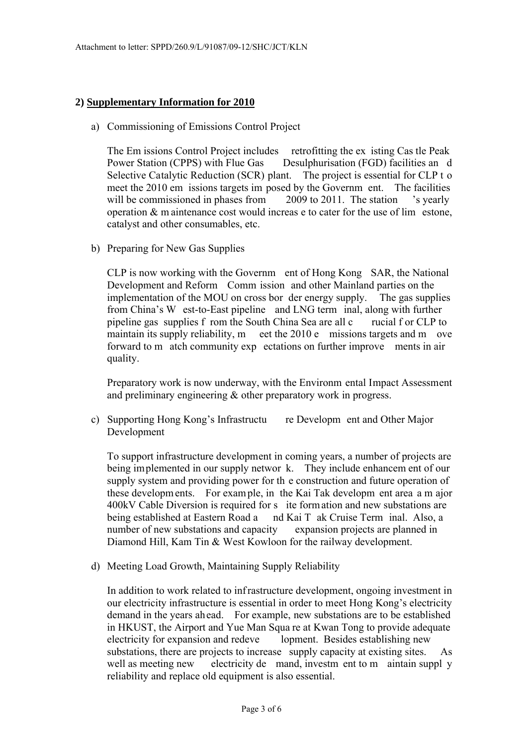Attachment to letter: SPPD/260.9/L/91087/09-12/SHC/JCT/KLN

## 2) Supplementary Information for 2010

a) Commissioning of Emissions Control Project

   The Emissions Control Project includes retrofitting the existing Castle Peak Power Station (CPPS) with Flue Gas Desulphurisation (FGD) facilities and Selective Catalytic Reduction (SCR) plant. The project is essential for CLP to meet the 2010 emissions targets imposed by the Government. The facilities will be commissioned in phases from 2009 to 2011. The station's yearly operation & maintenance cost would increase to cater for the use of limestone, catalyst and other consumables, etc.

b) Preparing for New Gas Supplies

   CLP is now working with the Government of Hong Kong SAR, the National Development and Reform Commission and other Mainland parties on the implementation of the MOU on cross border energy supply. The gas supplies from China's West-to-East pipeline and LNG terminal, along with further pipeline gas supplies from the South China Sea are all crucial for CLP to maintain its supply reliability, meet the 2010 emissions targets and move forward to match community expectations on further improvements in air quality.

   Preparatory work is now underway, with the Environmental Impact Assessment and preliminary engineering & other preparatory work in progress.

c) Supporting Hong Kong's Infrastructure Development and Other Major Development

   To support infrastructure development in coming years, a number of projects are being implemented in our supply network. They include enhancement of our supply system and providing power for the construction and future operation of these developments. For example, in the Kai Tak development area a major 400kV Cable Diversion is required for site formation and new substations are being established at Eastern Road and Kai Tak Cruise Terminal. Also, a number of new substations and capacity expansion projects are planned in Diamond Hill, Kam Tin & West Kowloon for the railway development.

d) Meeting Load Growth, Maintaining Supply Reliability

   In addition to work related to infrastructure development, ongoing investment in our electricity infrastructure is essential in order to meet Hong Kong's electricity demand in the years ahead. For example, new substations are to be established in HKUST, the Airport and Yue Man Square at Kwan Tong to provide adequate electricity for expansion and redevelopment. Besides establishing new substations, there are projects to increase supply capacity at existing sites. As well as meeting new electricity demand, investment to maintain supply reliability and replace old equipment is also essential.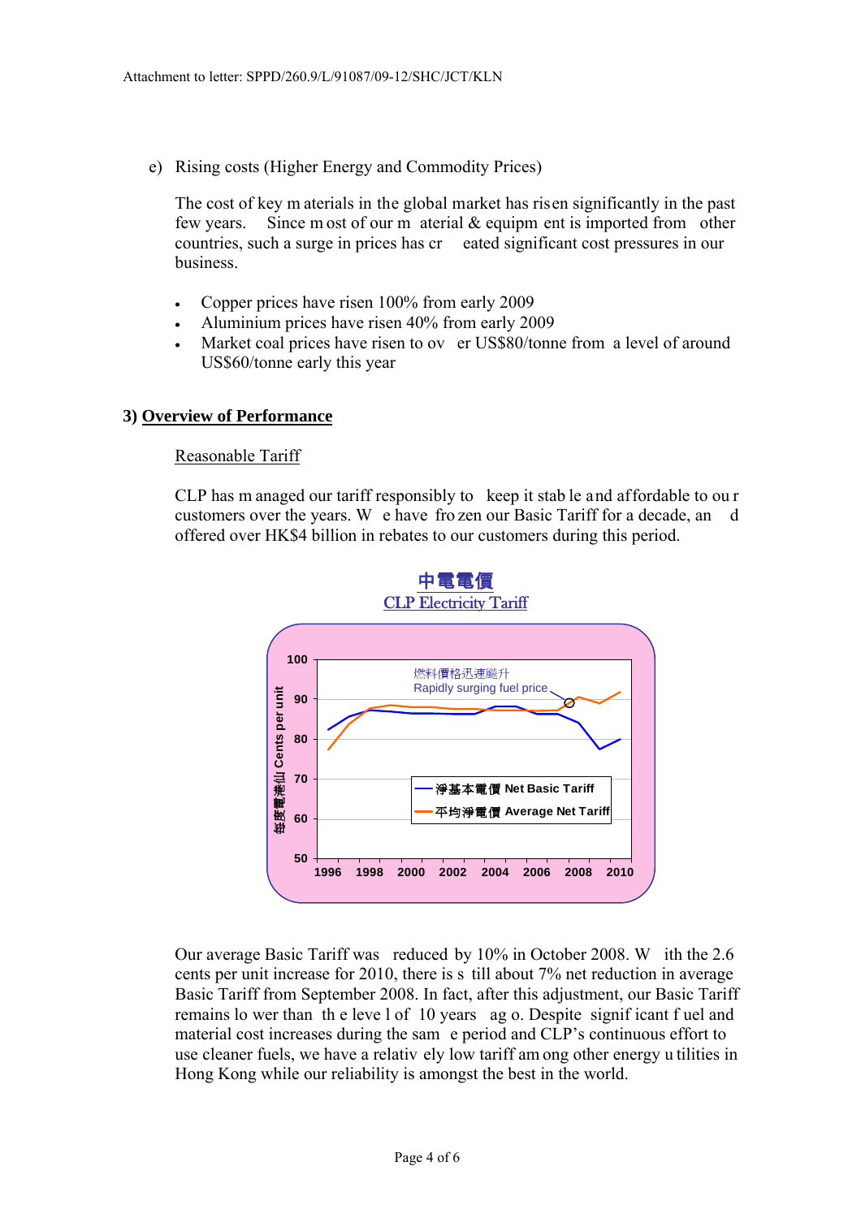Attachment to letter: SPPD/260.9/L/91087/09-12/SHC/JCT/KLN

e) Rising costs (Higher Energy and Commodity Prices)

The cost of key materials in the global market has risen significantly in the past few years. Since most of our material & equipment is imported from other countries, such a surge in prices has created significant cost pressures in our business.

- Copper prices have risen 100% from early 2009
- Aluminium prices have risen 40% from early 2009
- Market coal prices have risen to over US$80/tonne from a level of around US$60/tonne early this year

## 3) Overview of Performance

Reasonable Tariff

CLP has managed our tariff responsibly to keep it stable and affordable to our customers over the years. We have frozen our Basic Tariff for a decade, and offered over HK$4 billion in rebates to our customers during this period.

中電電價
CLP Electricity Tariff

每度電港仙 Cents per unit

100
90
80
70
60
50

1996 1998 2000 2002 2004 2006 2008 2010

燃料價格迅速飆升
Rapidly surging fuel price

淨基本電價 Net Basic Tariff
平均淨電價 Average Net Tariff

Our average Basic Tariff was reduced by 10% in October 2008. With the 2.6 cents per unit increase for 2010, there is still about 7% net reduction in average Basic Tariff from September 2008. In fact, after this adjustment, our Basic Tariff remains lower than the level of 10 years ago. Despite significant fuel and material cost increases during the same period and CLP's continuous effort to use cleaner fuels, we have a relatively low tariff among other energy utilities in Hong Kong while our reliability is amongst the best in the world.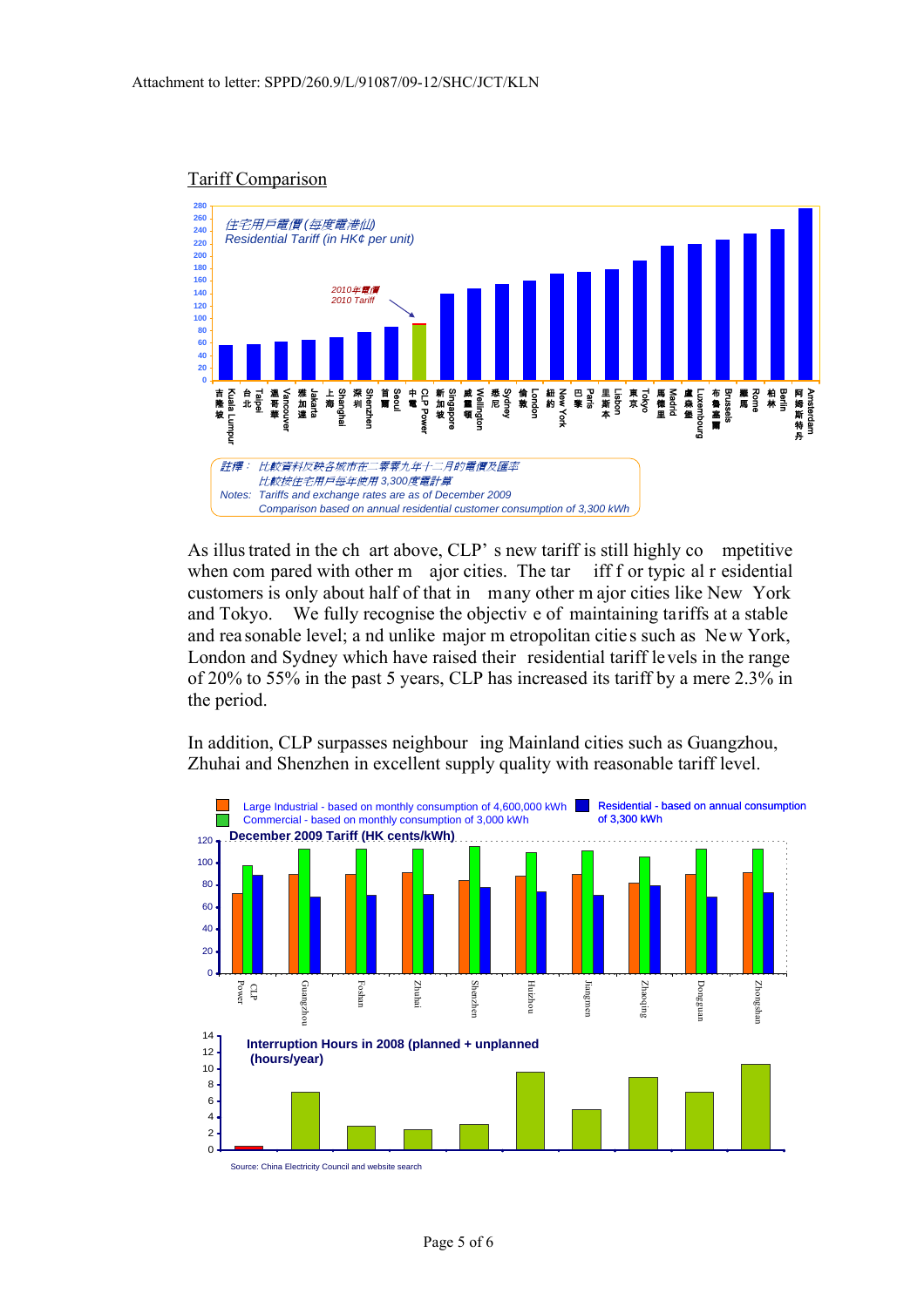Attachment to letter: SPPD/260.9/L/91087/09-12/SHC/JCT/KLN

## Tariff Comparison

住宅用戶電價(每度電港仙)
Residential Tariff (in HK¢ per unit)

280
260
240
220
200
180
160
140
120
100
80
60
40
20
0

2010年電價
2010 Tariff

吉隆坡 Kuala Lumpur
台北 Taipei
溫哥華 Vancouver
雅加達 Jakarta
上海 Shanghai
深圳 Shenzhen
首爾 Seoul
中電 CLP Power
新加坡 Singapore
威靈頓 Wellington
悉尼 Sydney
倫敦 London
紐約 New York
巴黎 Paris
里斯本 Lisbon
東京 Tokyo
馬德里 Madrid
盧森堡 Luxembourg
布魯塞爾 Brussels
羅馬 Rome
柏林 Berlin
阿姆斯特丹 Amsterdam

註釋： 比較資料反映各城市在二零零九年十二月的電價及匯率
比較按住宅用戶每年使用3,300度電計算

Notes: Tariffs and exchange rates are as of December 2009
Comparison based on annual residential customer consumption of 3,300 kWh

As illustrated in the chart above, CLP's new tariff is still highly competitive when compared with other major cities. The tariff for typical residential customers is only about half of that in many other major cities like New York and Tokyo. We fully recognise the objective of maintaining tariffs at a stable and reasonable level; and unlike major metropolitan cities such as New York, London and Sydney which have raised their residential tariff levels in the range of 20% to 55% in the past 5 years, CLP has increased its tariff by a mere 2.3% in the period.

In addition, CLP surpasses neighbouring Mainland cities such as Guangzhou, Zhuhai and Shenzhen in excellent supply quality with reasonable tariff level.

Large Industrial - based on monthly consumption of 4,600,000 kWh
Commercial - based on monthly consumption of 3,000 kWh
Residential - based on annual consumption of 3,300 kWh

December 2009 Tariff (HK cents/kWh)

120
100
80
60
40
20
0

CLP Power
Guangzhou
Foshan
Zhuhai
Shenzhen
Huizhou
Jiangmen
Zhaoqing
Dongguan
Zhongshan

Interruption Hours in 2008 (planned + unplanned) (hours/year)

14
12
10
8
6
4
2
0

Source: China Electricity Council and website search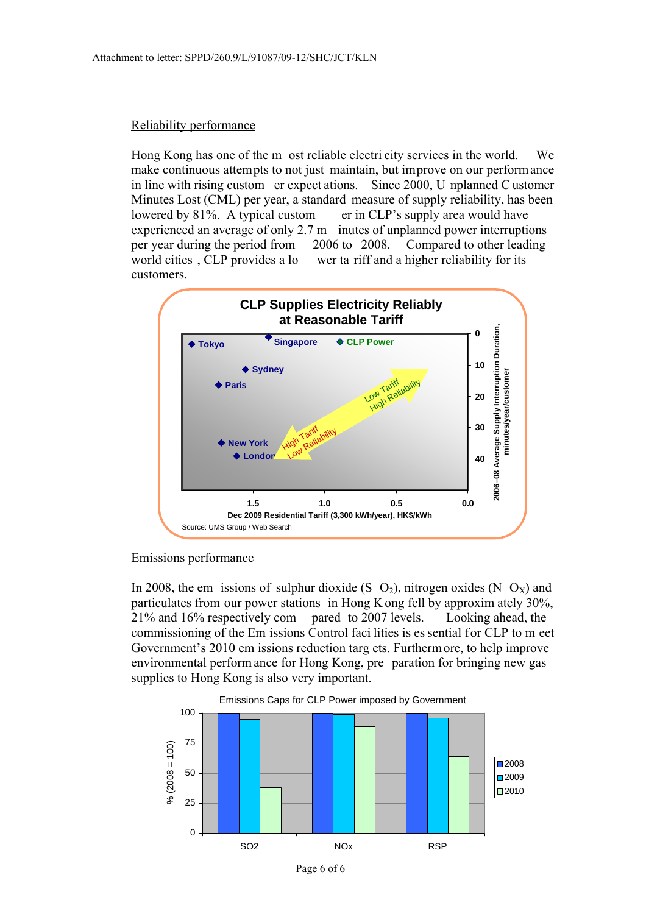Attachment to letter: SPPD/260.9/L/91087/09-12/SHC/JCT/KLN

## Reliability performance

Hong Kong has one of the most reliable electricity services in the world. We make continuous attempts to not just maintain, but improve on our performance in line with rising customer expectations. Since 2000, Unplanned Customer Minutes Lost (CML) per year, a standard measure of supply reliability, has been lowered by 81%. A typical customer in CLP's supply area would have experienced an average of only 2.7 minutes of unplanned power interruptions per year during the period from 2006 to 2008. Compared to other leading world cities, CLP provides a lower tariff and a higher reliability for its customers.

CLP Supplies Electricity Reliably at Reasonable Tariff

Tokyo
Singapore
CLP Power
Sydney
Paris
New York
London

Low Tariff High Reliability
High Tariff Low Reliability

0
10
20
30
40

2006–08 Average Supply Interruption Duration, minutes/year/customer

1.5
1.0
0.5
0.0

Dec 2009 Residential Tariff (3,300 kWh/year), HK$/kWh

Source: UMS Group / Web Search

## Emissions performance

In 2008, the emissions of sulphur dioxide ($SO_2$), nitrogen oxides ($NO_X$) and particulates from our power stations in Hong Kong fell by approximately 30%, 21% and 16% respectively compared to 2007 levels. Looking ahead, the commissioning of the Emissions Control facilities is essential for CLP to meet Government's 2010 emissions reduction targets. Furthermore, to help improve environmental performance for Hong Kong, preparation for bringing new gas supplies to Hong Kong is also very important.

Emissions Caps for CLP Power imposed by Government

% (2008 = 100)

100
75
50
25
0

SO2
NOx
RSP

2008
2009
2010